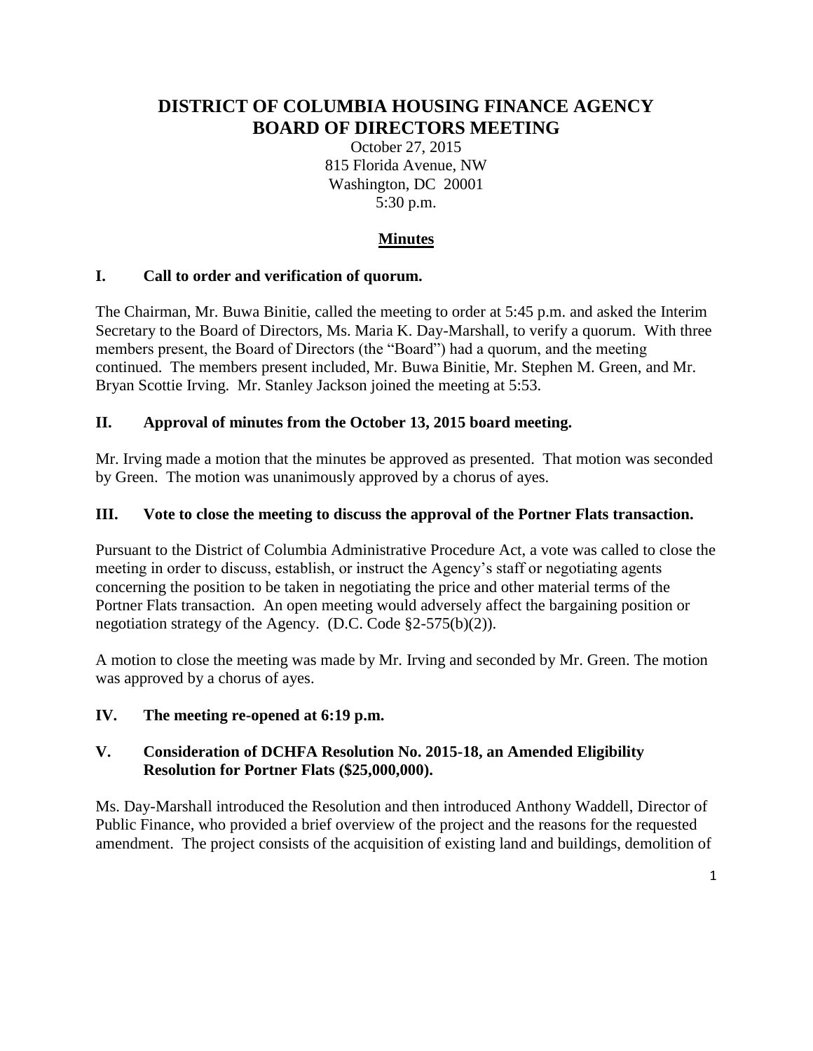# DISTRICT OF COLUMBIA HOUSING FINANCE AGENCY BOARD OF DIRECTORS MEETING

October 27, 2015
815 Florida Avenue, NW
Washington, DC 20001
5:30 p.m.

## Minutes

### I. Call to order and verification of quorum.

The Chairman, Mr. Buwa Binitie, called the meeting to order at 5:45 p.m. and asked the Interim Secretary to the Board of Directors, Ms. Maria K. Day-Marshall, to verify a quorum. With three members present, the Board of Directors (the "Board") had a quorum, and the meeting continued. The members present included, Mr. Buwa Binitie, Mr. Stephen M. Green, and Mr. Bryan Scottie Irving. Mr. Stanley Jackson joined the meeting at 5:53.

### II. Approval of minutes from the October 13, 2015 board meeting.

Mr. Irving made a motion that the minutes be approved as presented. That motion was seconded by Green. The motion was unanimously approved by a chorus of ayes.

### III. Vote to close the meeting to discuss the approval of the Portner Flats transaction.

Pursuant to the District of Columbia Administrative Procedure Act, a vote was called to close the meeting in order to discuss, establish, or instruct the Agency's staff or negotiating agents concerning the position to be taken in negotiating the price and other material terms of the Portner Flats transaction. An open meeting would adversely affect the bargaining position or negotiation strategy of the Agency. (D.C. Code §2-575(b)(2)).

A motion to close the meeting was made by Mr. Irving and seconded by Mr. Green. The motion was approved by a chorus of ayes.

### IV. The meeting re-opened at 6:19 p.m.

### V. Consideration of DCHFA Resolution No. 2015-18, an Amended Eligibility Resolution for Portner Flats ($25,000,000).

Ms. Day-Marshall introduced the Resolution and then introduced Anthony Waddell, Director of Public Finance, who provided a brief overview of the project and the reasons for the requested amendment. The project consists of the acquisition of existing land and buildings, demolition of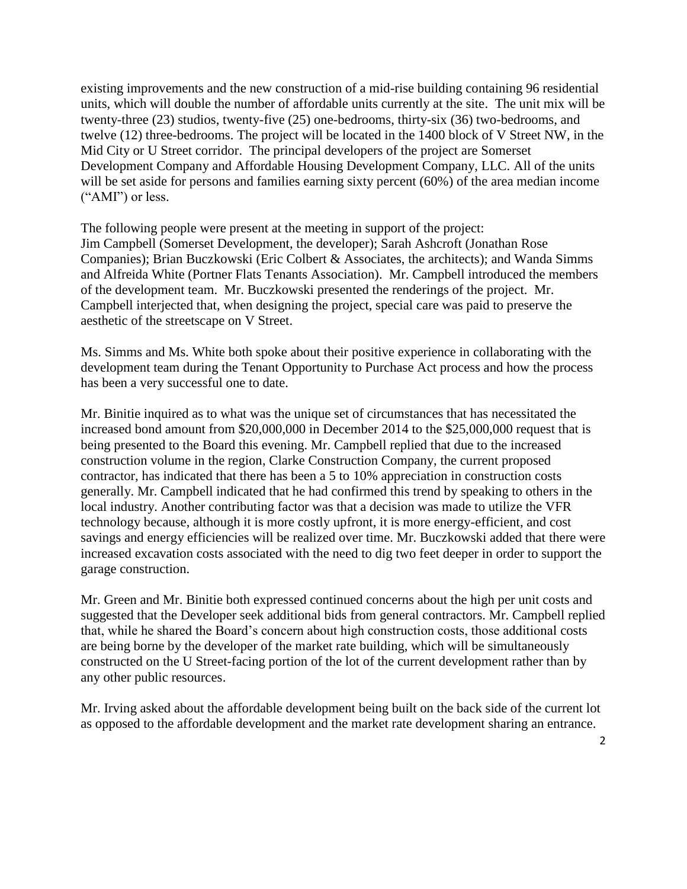existing improvements and the new construction of a mid-rise building containing 96 residential units, which will double the number of affordable units currently at the site. The unit mix will be twenty-three (23) studios, twenty-five (25) one-bedrooms, thirty-six (36) two-bedrooms, and twelve (12) three-bedrooms. The project will be located in the 1400 block of V Street NW, in the Mid City or U Street corridor. The principal developers of the project are Somerset Development Company and Affordable Housing Development Company, LLC. All of the units will be set aside for persons and families earning sixty percent (60%) of the area median income ("AMI") or less.

The following people were present at the meeting in support of the project:
Jim Campbell (Somerset Development, the developer); Sarah Ashcroft (Jonathan Rose Companies); Brian Buczkowski (Eric Colbert & Associates, the architects); and Wanda Simms and Alfreida White (Portner Flats Tenants Association). Mr. Campbell introduced the members of the development team. Mr. Buczkowski presented the renderings of the project. Mr. Campbell interjected that, when designing the project, special care was paid to preserve the aesthetic of the streetscape on V Street.

Ms. Simms and Ms. White both spoke about their positive experience in collaborating with the development team during the Tenant Opportunity to Purchase Act process and how the process has been a very successful one to date.

Mr. Binitie inquired as to what was the unique set of circumstances that has necessitated the increased bond amount from $20,000,000 in December 2014 to the $25,000,000 request that is being presented to the Board this evening. Mr. Campbell replied that due to the increased construction volume in the region, Clarke Construction Company, the current proposed contractor, has indicated that there has been a 5 to 10% appreciation in construction costs generally. Mr. Campbell indicated that he had confirmed this trend by speaking to others in the local industry. Another contributing factor was that a decision was made to utilize the VFR technology because, although it is more costly upfront, it is more energy-efficient, and cost savings and energy efficiencies will be realized over time. Mr. Buczkowski added that there were increased excavation costs associated with the need to dig two feet deeper in order to support the garage construction.

Mr. Green and Mr. Binitie both expressed continued concerns about the high per unit costs and suggested that the Developer seek additional bids from general contractors. Mr. Campbell replied that, while he shared the Board's concern about high construction costs, those additional costs are being borne by the developer of the market rate building, which will be simultaneously constructed on the U Street-facing portion of the lot of the current development rather than by any other public resources.

Mr. Irving asked about the affordable development being built on the back side of the current lot as opposed to the affordable development and the market rate development sharing an entrance.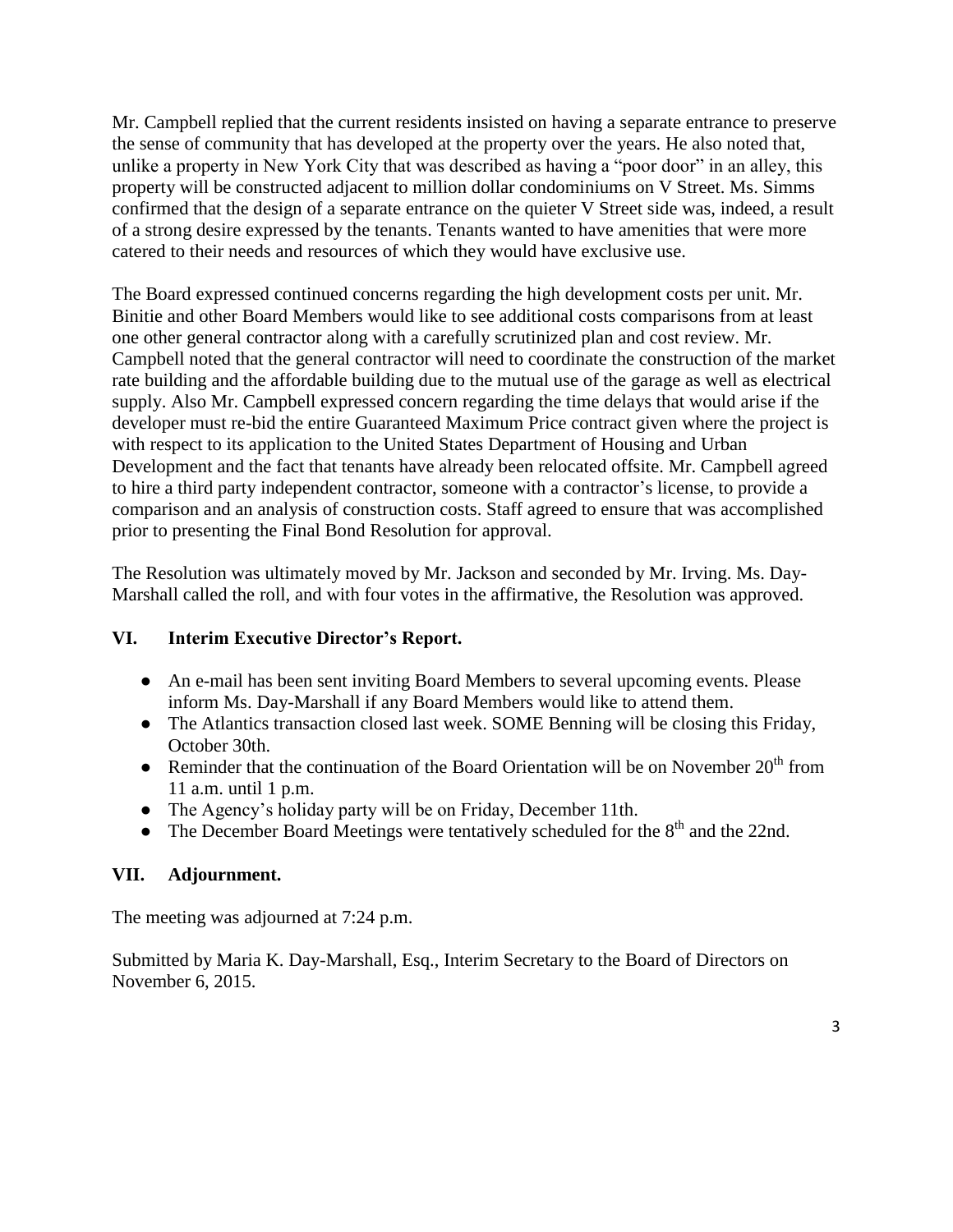Mr. Campbell replied that the current residents insisted on having a separate entrance to preserve the sense of community that has developed at the property over the years. He also noted that, unlike a property in New York City that was described as having a "poor door" in an alley, this property will be constructed adjacent to million dollar condominiums on V Street. Ms. Simms confirmed that the design of a separate entrance on the quieter V Street side was, indeed, a result of a strong desire expressed by the tenants. Tenants wanted to have amenities that were more catered to their needs and resources of which they would have exclusive use.

The Board expressed continued concerns regarding the high development costs per unit. Mr. Binitie and other Board Members would like to see additional costs comparisons from at least one other general contractor along with a carefully scrutinized plan and cost review. Mr. Campbell noted that the general contractor will need to coordinate the construction of the market rate building and the affordable building due to the mutual use of the garage as well as electrical supply. Also Mr. Campbell expressed concern regarding the time delays that would arise if the developer must re-bid the entire Guaranteed Maximum Price contract given where the project is with respect to its application to the United States Department of Housing and Urban Development and the fact that tenants have already been relocated offsite. Mr. Campbell agreed to hire a third party independent contractor, someone with a contractor's license, to provide a comparison and an analysis of construction costs. Staff agreed to ensure that was accomplished prior to presenting the Final Bond Resolution for approval.

The Resolution was ultimately moved by Mr. Jackson and seconded by Mr. Irving. Ms. Day-Marshall called the roll, and with four votes in the affirmative, the Resolution was approved.

## VI. Interim Executive Director's Report.

- An e-mail has been sent inviting Board Members to several upcoming events. Please inform Ms. Day-Marshall if any Board Members would like to attend them.
- The Atlantics transaction closed last week. SOME Benning will be closing this Friday, October 30th.
- Reminder that the continuation of the Board Orientation will be on November 20th from 11 a.m. until 1 p.m.
- The Agency's holiday party will be on Friday, December 11th.
- The December Board Meetings were tentatively scheduled for the 8th and the 22nd.

## VII. Adjournment.

The meeting was adjourned at 7:24 p.m.

Submitted by Maria K. Day-Marshall, Esq., Interim Secretary to the Board of Directors on November 6, 2015.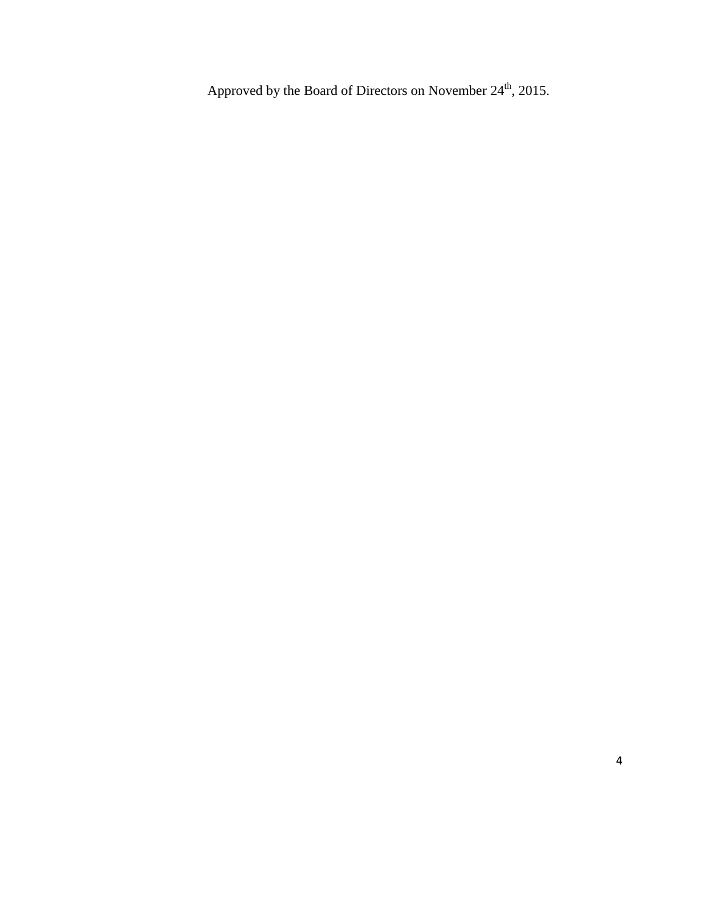Approved by the Board of Directors on November 24th, 2015.